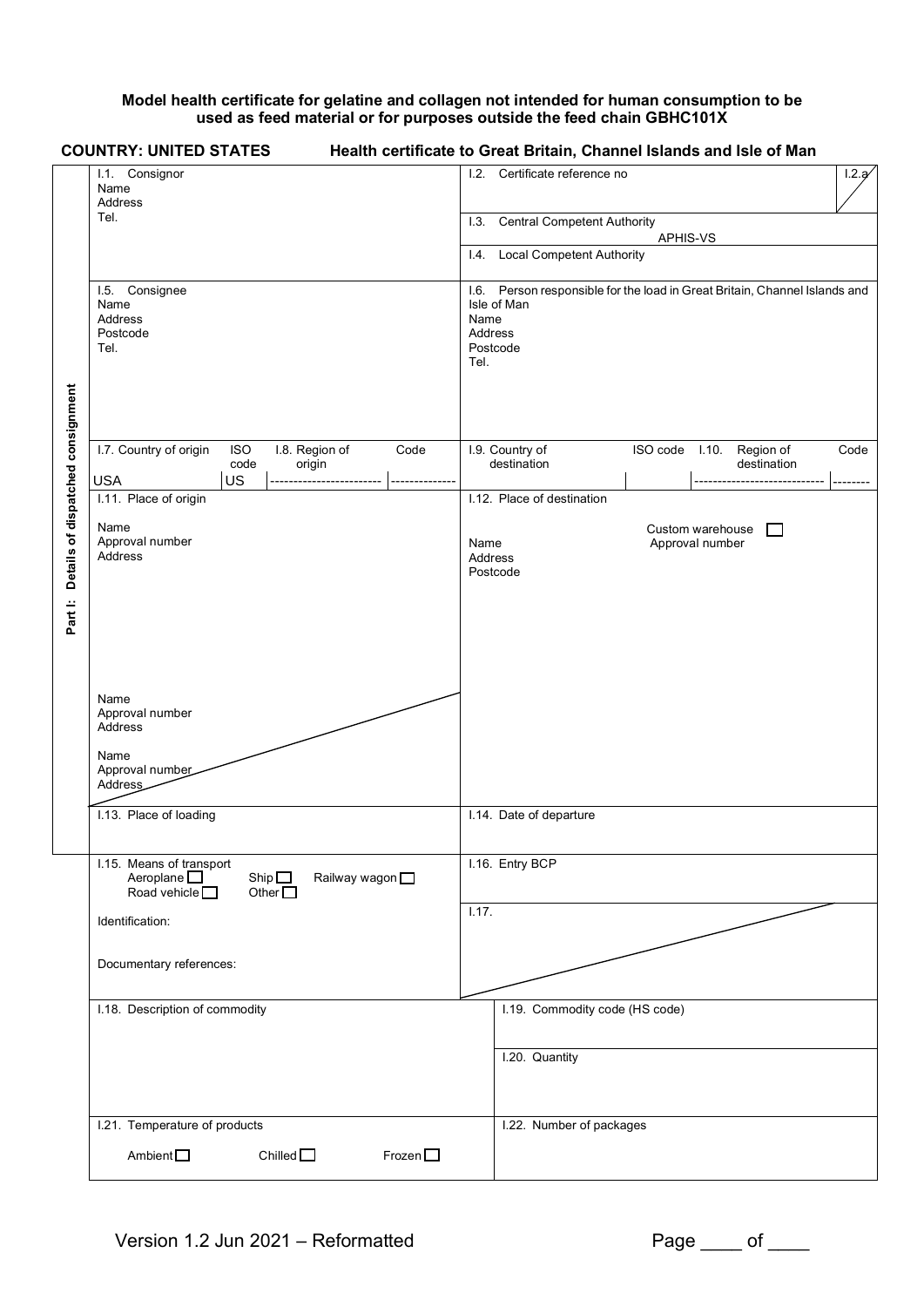**Model health certificate for gelatine and collagen not intended for human consumption to be used as feed material or for purposes outside the feed chain GBHC101X**

**COUNTRY: UNITED STATES** **Health certificate to Great Britain, Channel Islands and Isle of Man**

**Part I: Details of dispatched consignment**

| | |
|---|---|
| I.1. Consignor<br>Name<br>Address<br>Tel. | I.2. Certificate reference no<br>I.2.a |
| | I.3. Central Competent Authority<br>APHIS-VS |
| | I.4. Local Competent Authority |
| I.5. Consignee<br>Name<br>Address<br>Postcode<br>Tel. | I.6. Person responsible for the load in Great Britain, Channel Islands and Isle of Man<br>Name<br>Address<br>Postcode<br>Tel. |
| I.7. Country of origin: USA · ISO code: US · I.8. Region of origin: ------ · Code: ------ | I.9. Country of destination · ISO code · I.10. Region of destination: ------ · Code: ------ |
| I.11. Place of origin<br>Name<br>Approval number<br>Address<br><br>Name<br>Approval number<br>Address<br><br>Name<br>Approval number<br>Address | I.12. Place of destination<br>Custom warehouse ☐<br>Name<br>Approval number<br>Address<br>Postcode |
| I.13. Place of loading | I.14. Date of departure |
| I.15. Means of transport<br>Aeroplane ☐ Ship ☐ Railway wagon ☐<br>Road vehicle ☐ Other ☐<br>Identification:<br>Documentary references: | I.16. Entry BCP |
| | I.17. |
| I.18. Description of commodity | I.19. Commodity code (HS code) |
| | I.20. Quantity |
| I.21. Temperature of products<br>Ambient ☐ Chilled ☐ Frozen ☐ | I.22. Number of packages |

Version 1.2 Jun 2021 – Reformatted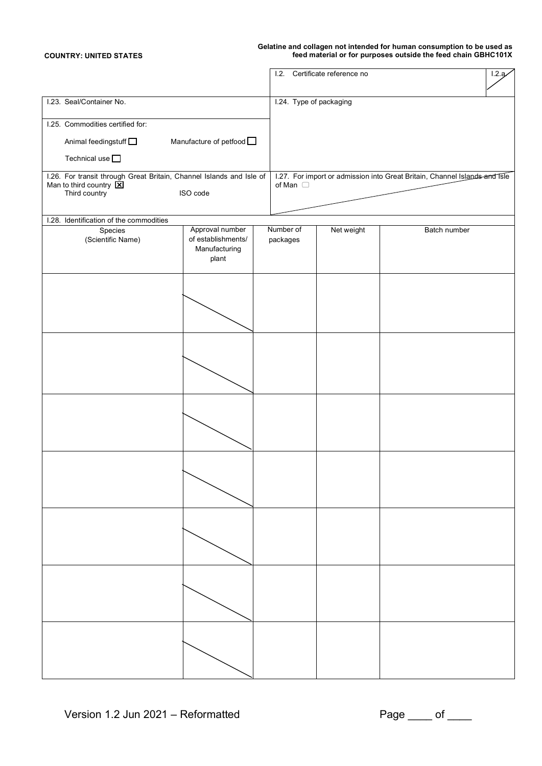**COUNTRY: UNITED STATES**

**Gelatine and collagen not intended for human consumption to be used as feed material or for purposes outside the feed chain GBHC101X**

| | |
|---|---|
| | I.2. Certificate reference no / I.2.a |
| I.23. Seal/Container No. | I.24. Type of packaging |
| I.25. Commodities certified for:<br>Animal feedingstuff ☐ Manufacture of petfood ☐<br>Technical use ☐ | |
| I.26. For transit through Great Britain, Channel Islands and Isle of Man to third country ☒<br>Third country ISO code | I.27. For import or admission into Great Britain, Channel Islands and Isle of Man ☐ |

I.28. Identification of the commodities

| Species (Scientific Name) | Approval number of establishments/ Manufacturing plant | Number of packages | Net weight | Batch number |
|---|---|---|---|---|
| | | | | |
| | | | | |
| | | | | |
| | | | | |
| | | | | |
| | | | | |
| | | | | |

Version 1.2 Jun 2021 – Reformatted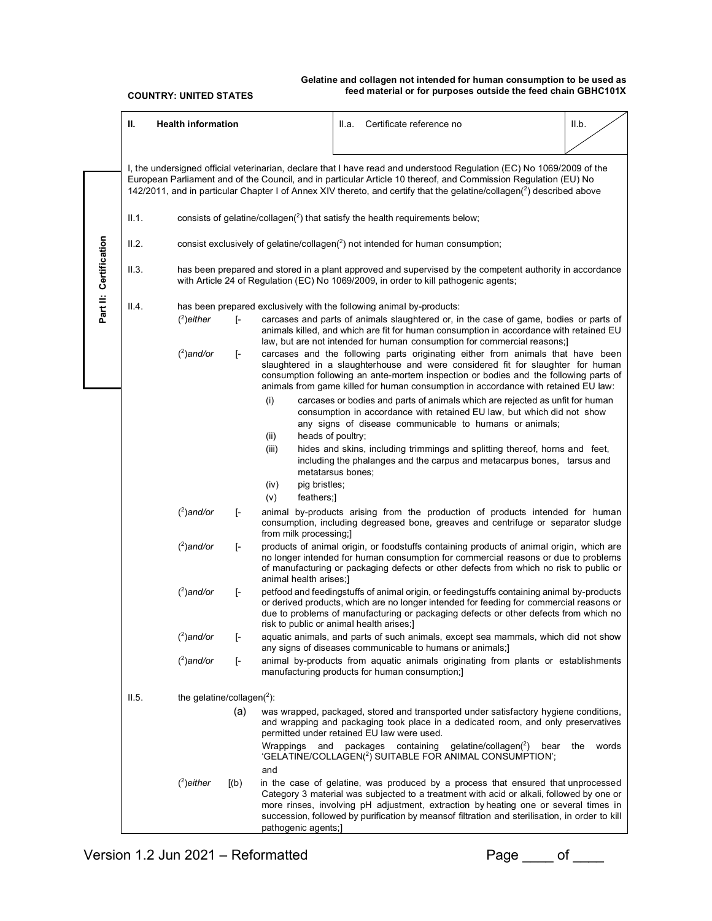**COUNTRY: UNITED STATES**

**Gelatine and collagen not intended for human consumption to be used as feed material or for purposes outside the feed chain GBHC101X**

**Part II: Certification**

| **II. Health information** | II.a. Certificate reference no | II.b. |
|---|---|---|

I, the undersigned official veterinarian, declare that I have read and understood Regulation (EC) No 1069/2009 of the European Parliament and of the Council, and in particular Article 10 thereof, and Commission Regulation (EU) No 142/2011, and in particular Chapter I of Annex XIV thereto, and certify that the gelatine/collagen(2) described above

II.1. consists of gelatine/collagen(2) that satisfy the health requirements below;

II.2. consist exclusively of gelatine/collagen(2) not intended for human consumption;

II.3. has been prepared and stored in a plant approved and supervised by the competent authority in accordance with Article 24 of Regulation (EC) No 1069/2009, in order to kill pathogenic agents;

II.4. has been prepared exclusively with the following animal by-products:

(2)*either* [- carcases and parts of animals slaughtered or, in the case of game, bodies or parts of animals killed, and which are fit for human consumption in accordance with retained EU law, but are not intended for human consumption for commercial reasons;]

(2)*and/or* [- carcases and the following parts originating either from animals that have been slaughtered in a slaughterhouse and were considered fit for slaughter for human consumption following an ante-mortem inspection or bodies and the following parts of animals from game killed for human consumption in accordance with retained EU law:

- (i) carcases or bodies and parts of animals which are rejected as unfit for human consumption in accordance with retained EU law, but which did not show any signs of disease communicable to humans or animals;
- (ii) heads of poultry;
- (iii) hides and skins, including trimmings and splitting thereof, horns and feet, including the phalanges and the carpus and metacarpus bones, tarsus and metatarsus bones;
- (iv) pig bristles;
- (v) feathers;]

(2)*and/or* [- animal by-products arising from the production of products intended for human consumption, including degreased bone, greaves and centrifuge or separator sludge from milk processing;]

(2)*and/or* [- products of animal origin, or foodstuffs containing products of animal origin, which are no longer intended for human consumption for commercial reasons or due to problems of manufacturing or packaging defects or other defects from which no risk to public or animal health arises;]

(2)*and/or* [- petfood and feedingstuffs of animal origin, or feedingstuffs containing animal by-products or derived products, which are no longer intended for feeding for commercial reasons or due to problems of manufacturing or packaging defects or other defects from which no risk to public or animal health arises;]

(2)*and/or* [- aquatic animals, and parts of such animals, except sea mammals, which did not show any signs of diseases communicable to humans or animals;]

(2)*and/or* [- animal by-products from aquatic animals originating from plants or establishments manufacturing products for human consumption;]

II.5. the gelatine/collagen(2):

(a) was wrapped, packaged, stored and transported under satisfactory hygiene conditions, and wrapping and packaging took place in a dedicated room, and only preservatives permitted under retained EU law were used.
Wrappings and packages containing gelatine/collagen(2) bear the words 'GELATINE/COLLAGEN(2) SUITABLE FOR ANIMAL CONSUMPTION';
and

(2)*either* [(b) in the case of gelatine, was produced by a process that ensured that unprocessed Category 3 material was subjected to a treatment with acid or alkali, followed by one or more rinses, involving pH adjustment, extraction by heating one or several times in succession, followed by purification by meansof filtration and sterilisation, in order to kill pathogenic agents;]

Version 1.2 Jun 2021 – Reformatted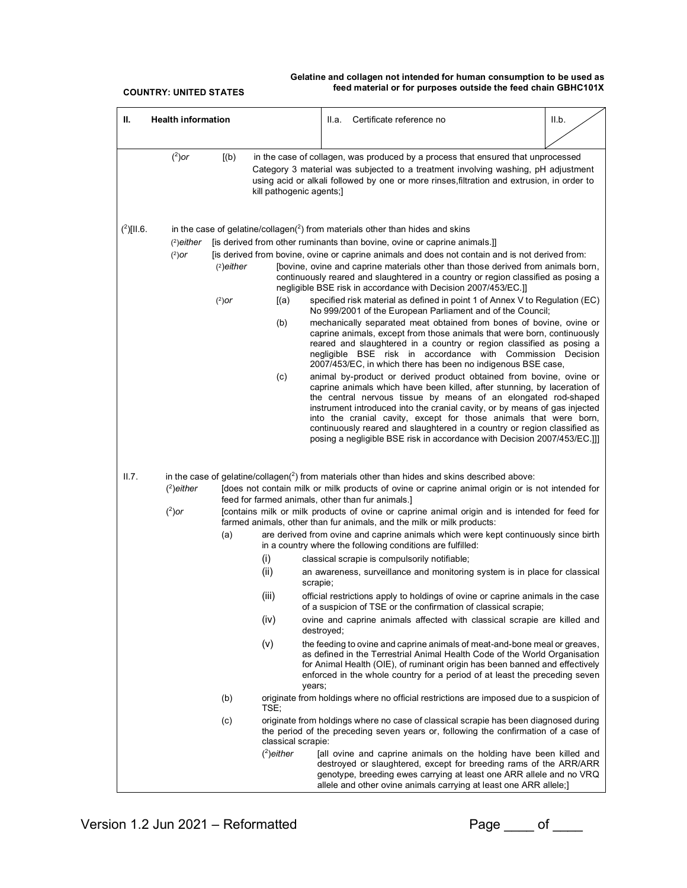**COUNTRY: UNITED STATES**

**Gelatine and collagen not intended for human consumption to be used as feed material or for purposes outside the feed chain GBHC101X**

| II. Health information | II.a. Certificate reference no | II.b. |
|---|---|---|

([2])*or* [(b) in the case of collagen, was produced by a process that ensured that unprocessed Category 3 material was subjected to a treatment involving washing, pH adjustment using acid or alkali followed by one or more rinses,filtration and extrusion, in order to kill pathogenic agents;]

([2])[II.6. in the case of gelatine/collagen([2]) from materials other than hides and skins

([2])*either* [is derived from other ruminants than bovine, ovine or caprine animals.]]

([2])*or* [is derived from bovine, ovine or caprine animals and does not contain and is not derived from:

- ([2])*either* [bovine, ovine and caprine materials other than those derived from animals born, continuously reared and slaughtered in a country or region classified as posing a negligible BSE risk in accordance with Decision 2007/453/EC.]]
- ([2])*or* [(a) specified risk material as defined in point 1 of Annex V to Regulation (EC) No 999/2001 of the European Parliament and of the Council;
  - (b) mechanically separated meat obtained from bones of bovine, ovine or caprine animals, except from those animals that were born, continuously reared and slaughtered in a country or region classified as posing a negligible BSE risk in accordance with Commission Decision 2007/453/EC, in which there has been no indigenous BSE case,
  - (c) animal by-product or derived product obtained from bovine, ovine or caprine animals which have been killed, after stunning, by laceration of the central nervous tissue by means of an elongated rod-shaped instrument introduced into the cranial cavity, or by means of gas injected into the cranial cavity, except for those animals that were born, continuously reared and slaughtered in a country or region classified as posing a negligible BSE risk in accordance with Decision 2007/453/EC.]]]

II.7. in the case of gelatine/collagen([2]) from materials other than hides and skins described above:

([2])*either* [does not contain milk or milk products of ovine or caprine animal origin or is not intended for feed for farmed animals, other than fur animals.]

([2])*or* [contains milk or milk products of ovine or caprine animal origin and is intended for feed for farmed animals, other than fur animals, and the milk or milk products:

- (a) are derived from ovine and caprine animals which were kept continuously since birth in a country where the following conditions are fulfilled:
  - (i) classical scrapie is compulsorily notifiable;
  - (ii) an awareness, surveillance and monitoring system is in place for classical scrapie;
  - (iii) official restrictions apply to holdings of ovine or caprine animals in the case of a suspicion of TSE or the confirmation of classical scrapie;
  - (iv) ovine and caprine animals affected with classical scrapie are killed and destroyed;
  - (v) the feeding to ovine and caprine animals of meat-and-bone meal or greaves, as defined in the Terrestrial Animal Health Code of the World Organisation for Animal Health (OIE), of ruminant origin has been banned and effectively enforced in the whole country for a period of at least the preceding seven years;
- (b) originate from holdings where no official restrictions are imposed due to a suspicion of TSE;
- (c) originate from holdings where no case of classical scrapie has been diagnosed during the period of the preceding seven years or, following the confirmation of a case of classical scrapie:
  - ([2])*either* [all ovine and caprine animals on the holding have been killed and destroyed or slaughtered, except for breeding rams of the ARR/ARR genotype, breeding ewes carrying at least one ARR allele and no VRQ allele and other ovine animals carrying at least one ARR allele;]

Version 1.2 Jun 2021 – Reformatted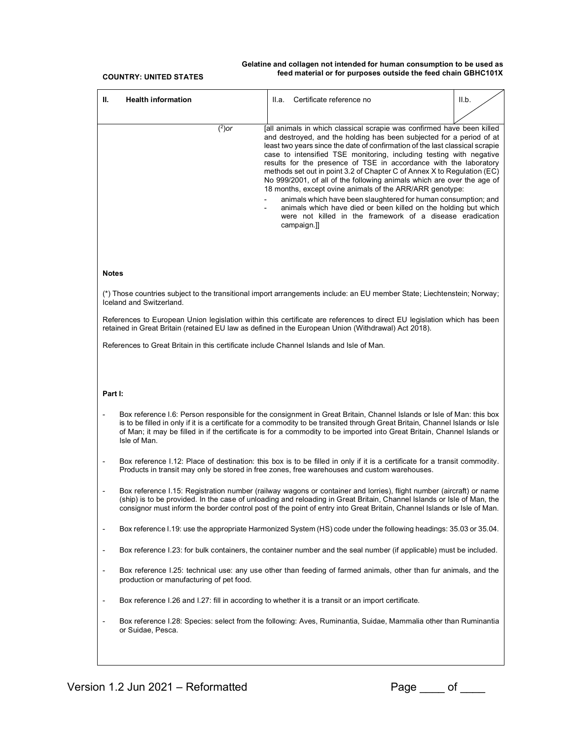**COUNTRY: UNITED STATES**

**Gelatine and collagen not intended for human consumption to be used as feed material or for purposes outside the feed chain GBHC101X**

| II. Health information | II.a. Certificate reference no | II.b. |
|---|---|---|

([2])*or* [all animals in which classical scrapie was confirmed have been killed and destroyed, and the holding has been subjected for a period of at least two years since the date of confirmation of the last classical scrapie case to intensified TSE monitoring, including testing with negative results for the presence of TSE in accordance with the laboratory methods set out in point 3.2 of Chapter C of Annex X to Regulation (EC) No 999/2001, of all of the following animals which are over the age of 18 months, except ovine animals of the ARR/ARR genotype:

- animals which have been slaughtered for human consumption; and
- animals which have died or been killed on the holding but which were not killed in the framework of a disease eradication campaign.]]

**Notes**

(*) Those countries subject to the transitional import arrangements include: an EU member State; Liechtenstein; Norway; Iceland and Switzerland.

References to European Union legislation within this certificate are references to direct EU legislation which has been retained in Great Britain (retained EU law as defined in the European Union (Withdrawal) Act 2018).

References to Great Britain in this certificate include Channel Islands and Isle of Man.

**Part I:**

- Box reference I.6: Person responsible for the consignment in Great Britain, Channel Islands or Isle of Man: this box is to be filled in only if it is a certificate for a commodity to be transited through Great Britain, Channel Islands or Isle of Man; it may be filled in if the certificate is for a commodity to be imported into Great Britain, Channel Islands or Isle of Man.
- Box reference I.12: Place of destination: this box is to be filled in only if it is a certificate for a transit commodity. Products in transit may only be stored in free zones, free warehouses and custom warehouses.
- Box reference I.15: Registration number (railway wagons or container and lorries), flight number (aircraft) or name (ship) is to be provided. In the case of unloading and reloading in Great Britain, Channel Islands or Isle of Man, the consignor must inform the border control post of the point of entry into Great Britain, Channel Islands or Isle of Man.
- Box reference I.19: use the appropriate Harmonized System (HS) code under the following headings: 35.03 or 35.04.
- Box reference I.23: for bulk containers, the container number and the seal number (if applicable) must be included.
- Box reference I.25: technical use: any use other than feeding of farmed animals, other than fur animals, and the production or manufacturing of pet food.
- Box reference I.26 and I.27: fill in according to whether it is a transit or an import certificate.
- Box reference I.28: Species: select from the following: Aves, Ruminantia, Suidae, Mammalia other than Ruminantia or Suidae, Pesca.

Version 1.2 Jun 2021 – Reformatted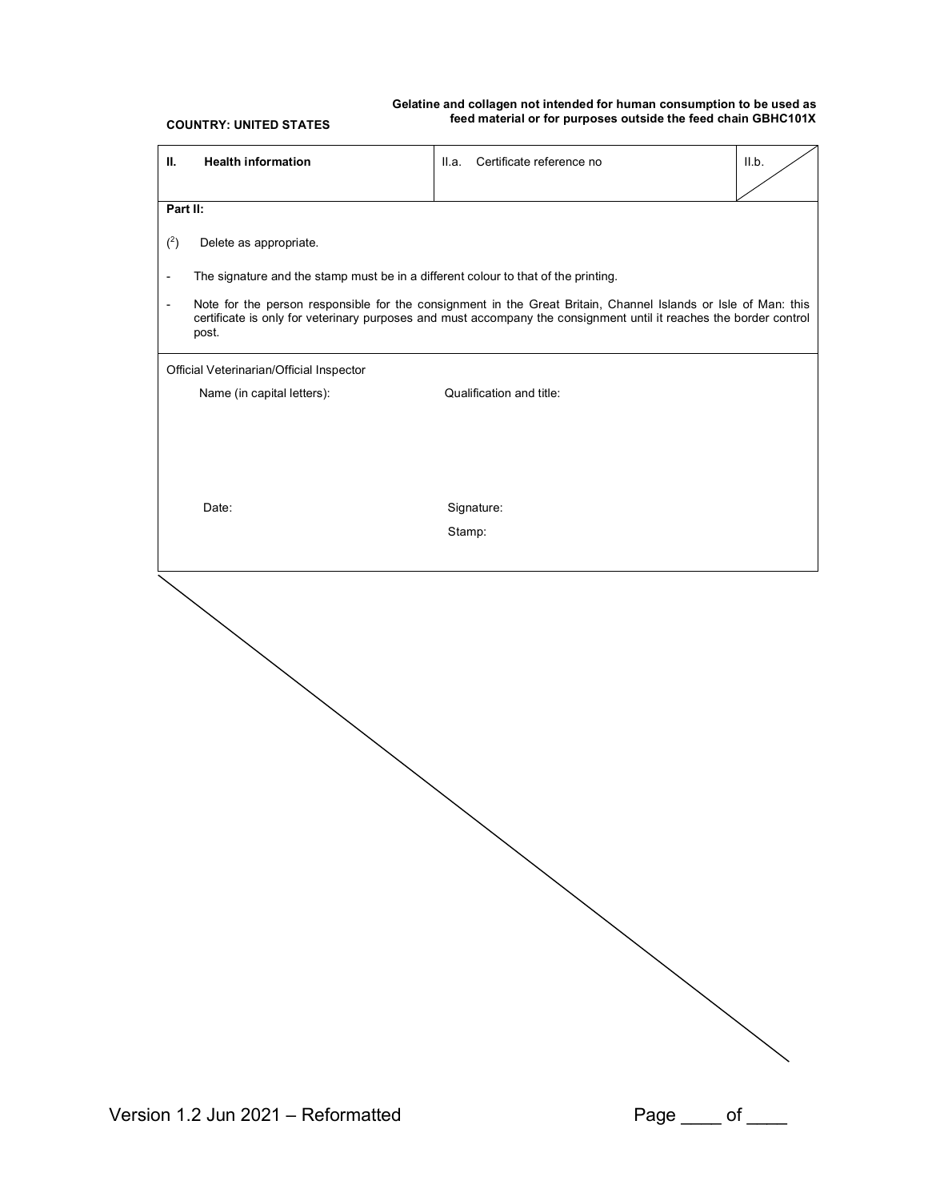**COUNTRY: UNITED STATES**

**Gelatine and collagen not intended for human consumption to be used as feed material or for purposes outside the feed chain GBHC101X**

| **II. Health information** | II.a. Certificate reference no | II.b. |
|---|---|---|

**Part II:**

([2]) Delete as appropriate.

- The signature and the stamp must be in a different colour to that of the printing.
- Note for the person responsible for the consignment in the Great Britain, Channel Islands or Isle of Man: this certificate is only for veterinary purposes and must accompany the consignment until it reaches the border control post.

Official Veterinarian/Official Inspector

Name (in capital letters):

Qualification and title:

Date:

Signature:

Stamp:

Version 1.2 Jun 2021 – Reformatted